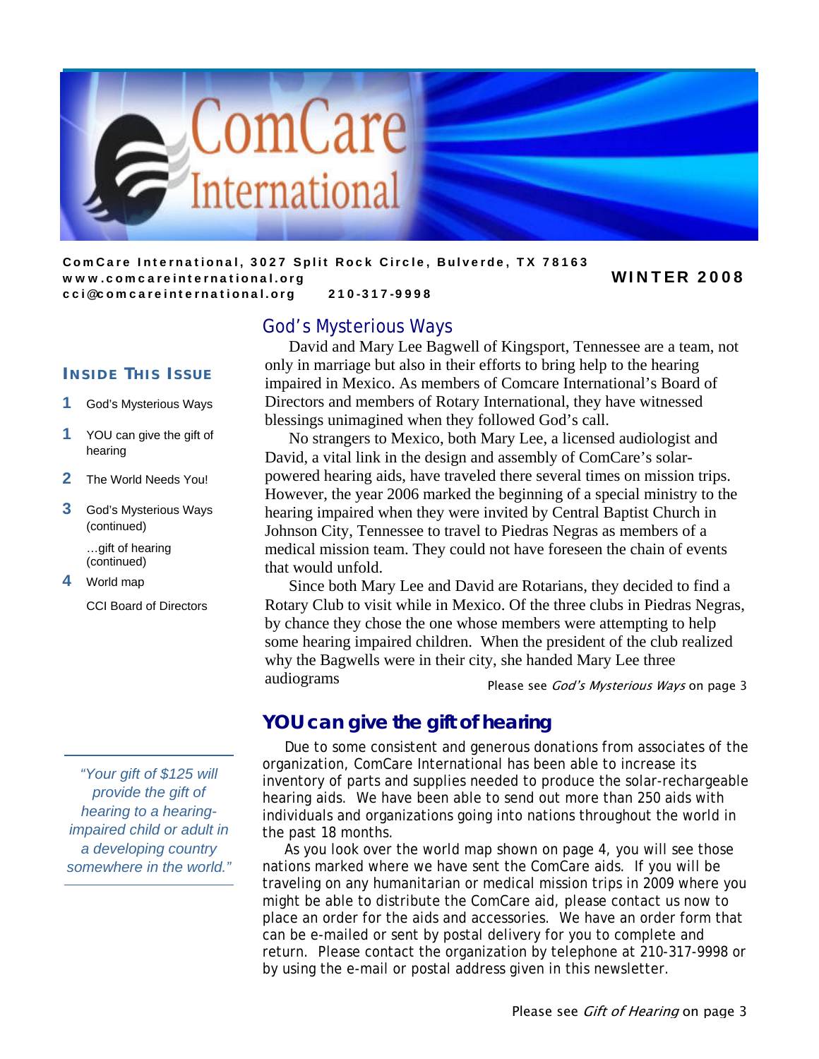# ComCare International

**ComCare International, 3027 Split Rock Circle, Bulverde, TX 78163**
**www.comcareinternational.org**
**cci@comcareinternational.org 210-317-9998**

**WINTER 2008**

## Inside This Issue

1. God's Mysterious Ways
1. YOU can give the gift of hearing
2. The World Needs You!
3. God's Mysterious Ways (continued)
   …gift of hearing (continued)
4. World map
   CCI Board of Directors

*"Your gift of $125 will provide the gift of hearing to a hearing-impaired child or adult in a developing country somewhere in the world."*

## God's Mysterious Ways

David and Mary Lee Bagwell of Kingsport, Tennessee are a team, not only in marriage but also in their efforts to bring help to the hearing impaired in Mexico. As members of Comcare International's Board of Directors and members of Rotary International, they have witnessed blessings unimagined when they followed God's call.

No strangers to Mexico, both Mary Lee, a licensed audiologist and David, a vital link in the design and assembly of ComCare's solar-powered hearing aids, have traveled there several times on mission trips. However, the year 2006 marked the beginning of a special ministry to the hearing impaired when they were invited by Central Baptist Church in Johnson City, Tennessee to travel to Piedras Negras as members of a medical mission team. They could not have foreseen the chain of events that would unfold.

Since both Mary Lee and David are Rotarians, they decided to find a Rotary Club to visit while in Mexico. Of the three clubs in Piedras Negras, by chance they chose the one whose members were attempting to help some hearing impaired children. When the president of the club realized why the Bagwells were in their city, she handed Mary Lee three audiograms

Please see *God's Mysterious Ways* on page 3

## YOU can give the gift of hearing

Due to some consistent and generous donations from associates of the organization, ComCare International has been able to increase its inventory of parts and supplies needed to produce the solar-rechargeable hearing aids. We have been able to send out more than 250 aids with individuals and organizations going into nations throughout the world in the past 18 months.

As you look over the world map shown on page 4, you will see those nations marked where we have sent the ComCare aids. If you will be traveling on any humanitarian or medical mission trips in 2009 where you might be able to distribute the ComCare aid, please contact us now to place an order for the aids and accessories. We have an order form that can be e-mailed or sent by postal delivery for you to complete and return. Please contact the organization by telephone at 210-317-9998 or by using the e-mail or postal address given in this newsletter.

Please see *Gift of Hearing* on page 3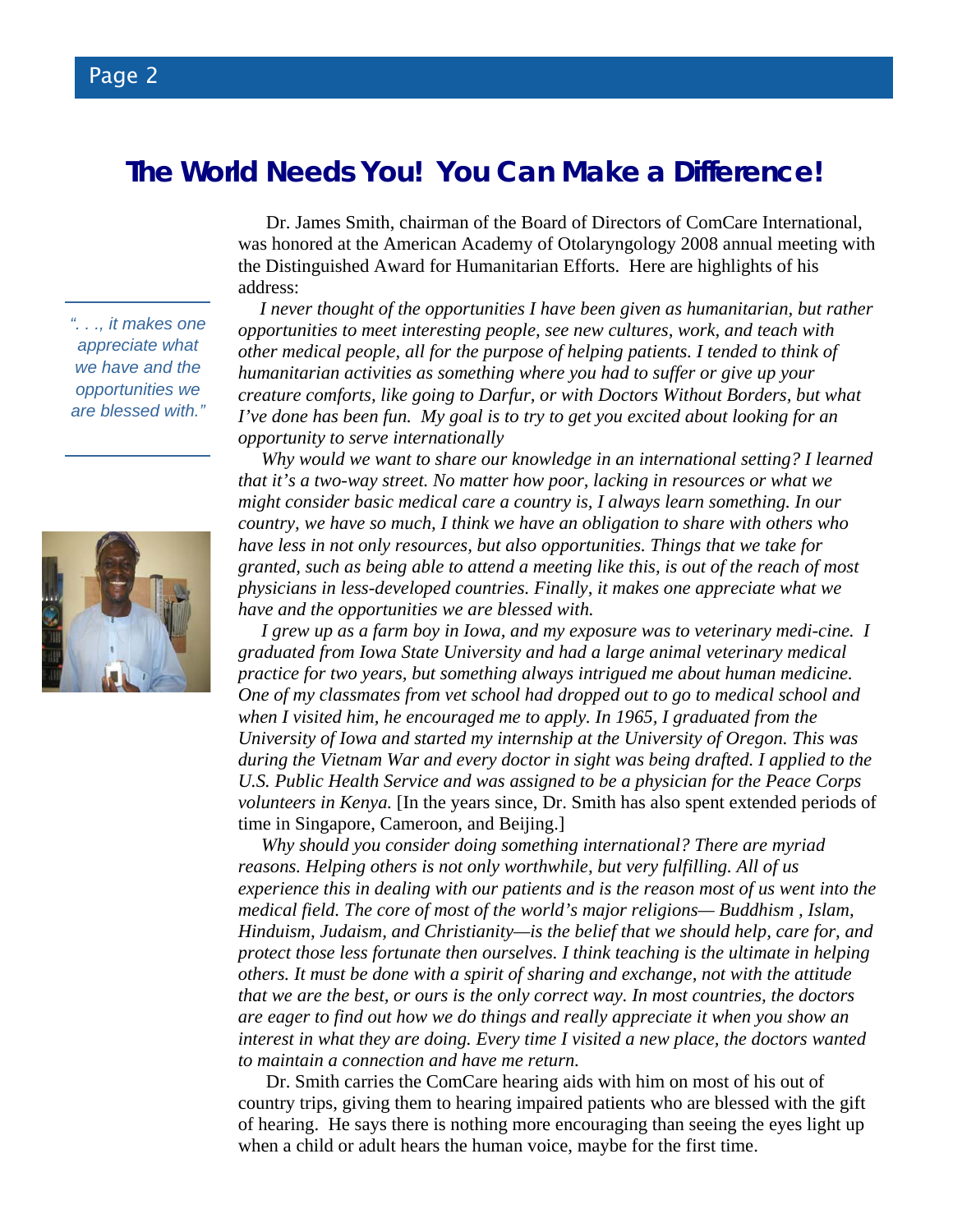# The World Needs You! You Can Make a Difference!

Dr. James Smith, chairman of the Board of Directors of ComCare International, was honored at the American Academy of Otolaryngology 2008 annual meeting with the Distinguished Award for Humanitarian Efforts. Here are highlights of his address:

> *". . ., it makes one appreciate what we have and the opportunities we are blessed with."*

*I never thought of the opportunities I have been given as humanitarian, but rather opportunities to meet interesting people, see new cultures, work, and teach with other medical people, all for the purpose of helping patients. I tended to think of humanitarian activities as something where you had to suffer or give up your creature comforts, like going to Darfur, or with Doctors Without Borders, but what I've done has been fun. My goal is to try to get you excited about looking for an opportunity to serve internationally*

*Why would we want to share our knowledge in an international setting? I learned that it's a two-way street. No matter how poor, lacking in resources or what we might consider basic medical care a country is, I always learn something. In our country, we have so much, I think we have an obligation to share with others who have less in not only resources, but also opportunities. Things that we take for granted, such as being able to attend a meeting like this, is out of the reach of most physicians in less-developed countries. Finally, it makes one appreciate what we have and the opportunities we are blessed with.*

*I grew up as a farm boy in Iowa, and my exposure was to veterinary medi-cine. I graduated from Iowa State University and had a large animal veterinary medical practice for two years, but something always intrigued me about human medicine. One of my classmates from vet school had dropped out to go to medical school and when I visited him, he encouraged me to apply. In 1965, I graduated from the University of Iowa and started my internship at the University of Oregon. This was during the Vietnam War and every doctor in sight was being drafted. I applied to the U.S. Public Health Service and was assigned to be a physician for the Peace Corps volunteers in Kenya.* [In the years since, Dr. Smith has also spent extended periods of time in Singapore, Cameroon, and Beijing.]

*Why should you consider doing something international? There are myriad reasons. Helping others is not only worthwhile, but very fulfilling. All of us experience this in dealing with our patients and is the reason most of us went into the medical field. The core of most of the world's major religions— Buddhism , Islam, Hinduism, Judaism, and Christianity—is the belief that we should help, care for, and protect those less fortunate then ourselves. I think teaching is the ultimate in helping others. It must be done with a spirit of sharing and exchange, not with the attitude that we are the best, or ours is the only correct way. In most countries, the doctors are eager to find out how we do things and really appreciate it when you show an interest in what they are doing. Every time I visited a new place, the doctors wanted to maintain a connection and have me return.*

Dr. Smith carries the ComCare hearing aids with him on most of his out of country trips, giving them to hearing impaired patients who are blessed with the gift of hearing. He says there is nothing more encouraging than seeing the eyes light up when a child or adult hears the human voice, maybe for the first time.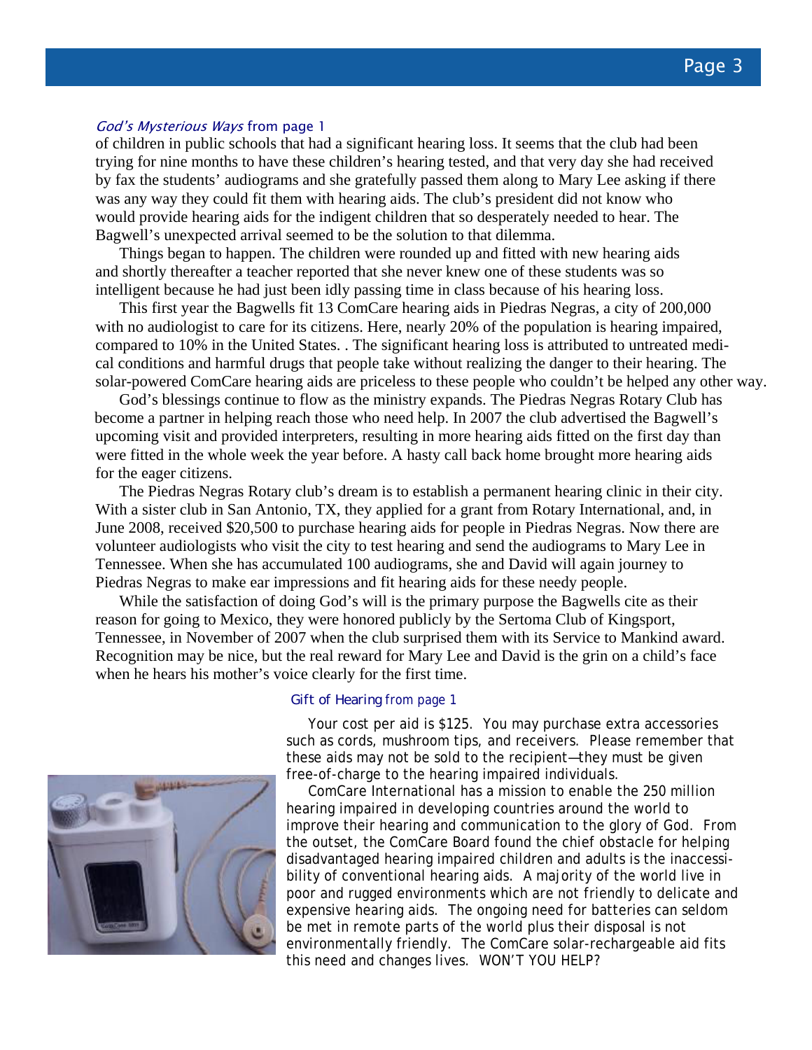*God's Mysterious Ways* from page 1

of children in public schools that had a significant hearing loss. It seems that the club had been trying for nine months to have these children's hearing tested, and that very day she had received by fax the students' audiograms and she gratefully passed them along to Mary Lee asking if there was any way they could fit them with hearing aids. The club's president did not know who would provide hearing aids for the indigent children that so desperately needed to hear. The Bagwell's unexpected arrival seemed to be the solution to that dilemma.

Things began to happen. The children were rounded up and fitted with new hearing aids and shortly thereafter a teacher reported that she never knew one of these students was so intelligent because he had just been idly passing time in class because of his hearing loss.

This first year the Bagwells fit 13 ComCare hearing aids in Piedras Negras, a city of 200,000 with no audiologist to care for its citizens. Here, nearly 20% of the population is hearing impaired, compared to 10% in the United States. . The significant hearing loss is attributed to untreated medical conditions and harmful drugs that people take without realizing the danger to their hearing. The solar-powered ComCare hearing aids are priceless to these people who couldn't be helped any other way.

God's blessings continue to flow as the ministry expands. The Piedras Negras Rotary Club has become a partner in helping reach those who need help. In 2007 the club advertised the Bagwell's upcoming visit and provided interpreters, resulting in more hearing aids fitted on the first day than were fitted in the whole week the year before. A hasty call back home brought more hearing aids for the eager citizens.

The Piedras Negras Rotary club's dream is to establish a permanent hearing clinic in their city. With a sister club in San Antonio, TX, they applied for a grant from Rotary International, and, in June 2008, received $20,500 to purchase hearing aids for people in Piedras Negras. Now there are volunteer audiologists who visit the city to test hearing and send the audiograms to Mary Lee in Tennessee. When she has accumulated 100 audiograms, she and David will again journey to Piedras Negras to make ear impressions and fit hearing aids for these needy people.

While the satisfaction of doing God's will is the primary purpose the Bagwells cite as their reason for going to Mexico, they were honored publicly by the Sertoma Club of Kingsport, Tennessee, in November of 2007 when the club surprised them with its Service to Mankind award. Recognition may be nice, but the real reward for Mary Lee and David is the grin on a child's face when he hears his mother's voice clearly for the first time.

Gift of Hearing *from page 1*

Your cost per aid is $125. You may purchase extra accessories such as cords, mushroom tips, and receivers. Please remember that these aids may not be sold to the recipient—they must be given free-of-charge to the hearing impaired individuals.

ComCare International has a mission to enable the 250 million hearing impaired in developing countries around the world to improve their hearing and communication to the glory of God. From the outset, the ComCare Board found the chief obstacle for helping disadvantaged hearing impaired children and adults is the inaccessibility of conventional hearing aids. A majority of the world live in poor and rugged environments which are not friendly to delicate and expensive hearing aids. The ongoing need for batteries can seldom be met in remote parts of the world plus their disposal is not environmentally friendly. The ComCare solar-rechargeable aid fits this need and changes lives. WON'T YOU HELP?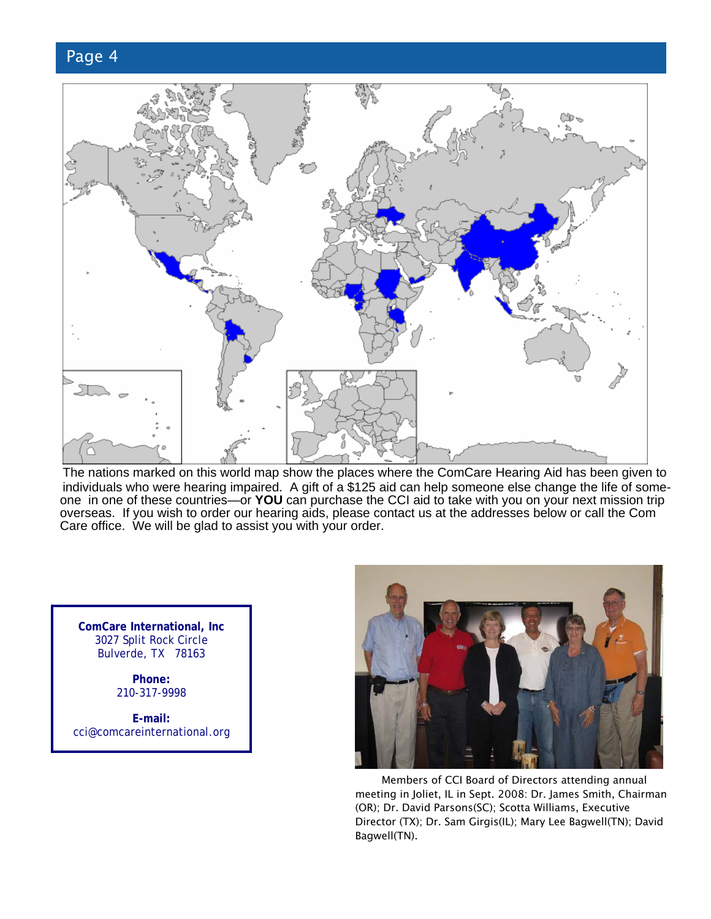The nations marked on this world map show the places where the ComCare Hearing Aid has been given to individuals who were hearing impaired. A gift of a $125 aid can help someone else change the life of someone in one of these countries—or **YOU** can purchase the CCI aid to take with you on your next mission trip overseas. If you wish to order our hearing aids, please contact us at the addresses below or call the Com Care office. We will be glad to assist you with your order.

**ComCare International, Inc**
3027 Split Rock Circle
Bulverde, TX 78163

**Phone:**
210-317-9998

**E-mail:**
cci@comcareinternational.org

Members of CCI Board of Directors attending annual meeting in Joliet, IL in Sept. 2008: Dr. James Smith, Chairman (OR); Dr. David Parsons(SC); Scotta Williams, Executive Director (TX); Dr. Sam Girgis(IL); Mary Lee Bagwell(TN); David Bagwell(TN).